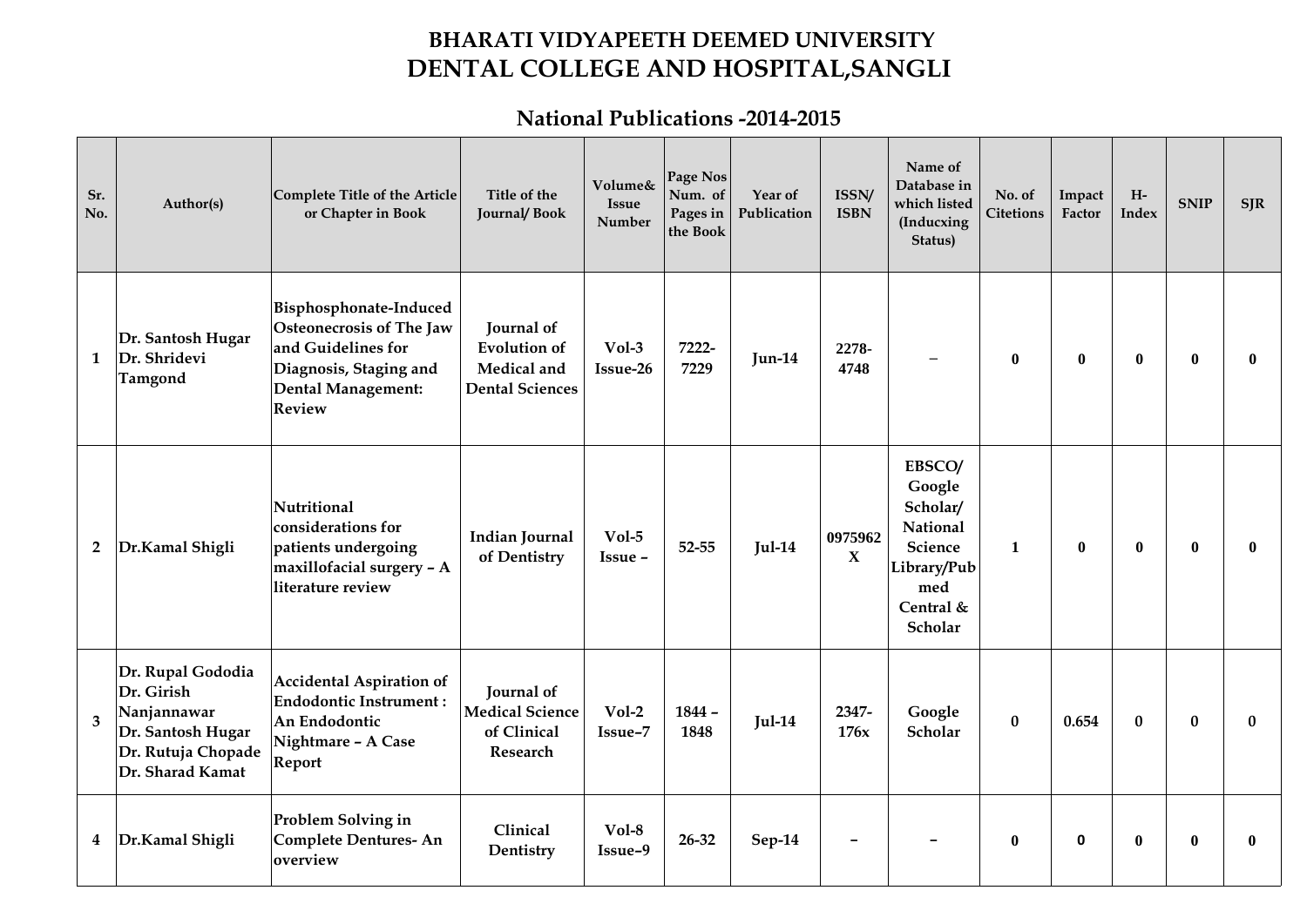# BHARATI VIDYAPEETH DEEMED UNIVERSITY
# DENTAL COLLEGE AND HOSPITAL,SANGLI

## National Publications -2014-2015

| Sr. No. | Author(s) | Complete Title of the Article or Chapter in Book | Title of the Journal/ Book | Volume& Issue Number | Page Nos Num. of Pages in the Book | Year of Publication | ISSN/ ISBN | Name of Database in which listed (Inducxing Status) | No. of Citetions | Impact Factor | H-Index | SNIP | SJR |
|---|---|---|---|---|---|---|---|---|---|---|---|---|---|
| 1 | Dr. Santosh Hugar Dr. Shridevi Tamgond | Bisphosphonate-Induced Osteonecrosis of The Jaw and Guidelines for Diagnosis, Staging and Dental Management: Review | Journal of Evolution of Medical and Dental Sciences | Vol-3 Issue-26 | 7222-7229 | Jun-14 | 2278-4748 | – | 0 | 0 | 0 | 0 | 0 |
| 2 | Dr.Kamal Shigli | Nutritional considerations for patients undergoing maxillofacial surgery – A literature review | Indian Journal of Dentistry | Vol-5 Issue – | 52-55 | Jul-14 | 0975962X | EBSCO/ Google Scholar/ National Science Library/Pubmed Central & Scholar | 1 | 0 | 0 | 0 | 0 |
| 3 | Dr. Rupal Gododia Dr. Girish Nanjannawar Dr. Santosh Hugar Dr. Rutuja Chopade Dr. Sharad Kamat | Accidental Aspiration of Endodontic Instrument : An Endodontic Nightmare – A Case Report | Journal of Medical Science of Clinical Research | Vol-2 Issue–7 | 1844 – 1848 | Jul-14 | 2347-176x | Google Scholar | 0 | 0.654 | 0 | 0 | 0 |
| 4 | Dr.Kamal Shigli | Problem Solving in Complete Dentures- An overview | Clinical Dentistry | Vol-8 Issue–9 | 26-32 | Sep-14 | – | – | 0 | 0 | 0 | 0 | 0 |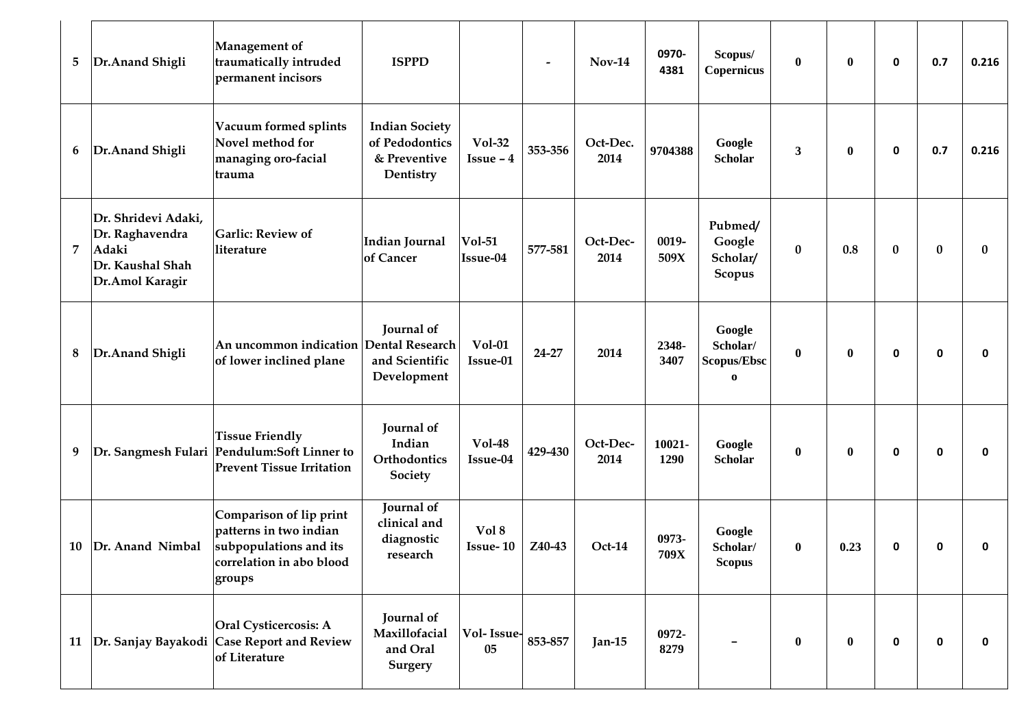| 5 | Dr.Anand Shigli | Management of traumatically intruded permanent incisors | ISPPD | | - | Nov-14 | 0970-4381 | Scopus/ Copernicus | 0 | 0 | 0 | 0.7 | 0.216 |
|---|---|---|---|---|---|---|---|---|---|---|---|---|---|
| 6 | Dr.Anand Shigli | Vacuum formed splints Novel method for managing oro-facial trauma | Indian Society of Pedodontics & Preventive Dentistry | Vol-32 Issue – 4 | 353-356 | Oct-Dec. 2014 | 9704388 | Google Scholar | 3 | 0 | 0 | 0.7 | 0.216 |
| 7 | Dr. Shridevi Adaki, Dr. Raghavendra Adaki Dr. Kaushal Shah Dr.Amol Karagir | Garlic: Review of literature | Indian Journal of Cancer | Vol-51 Issue-04 | 577-581 | Oct-Dec-2014 | 0019-509X | Pubmed/ Google Scholar/ Scopus | 0 | 0.8 | 0 | 0 | 0 |
| 8 | Dr.Anand Shigli | An uncommon indication of lower inclined plane | Journal of Dental Research and Scientific Development | Vol-01 Issue-01 | 24-27 | 2014 | 2348-3407 | Google Scholar/ Scopus/Ebsco | 0 | 0 | 0 | 0 | 0 |
| 9 | Dr. Sangmesh Fulari | Tissue Friendly Pendulum:Soft Linner to Prevent Tissue Irritation | Journal of Indian Orthodontics Society | Vol-48 Issue-04 | 429-430 | Oct-Dec-2014 | 10021-1290 | Google Scholar | 0 | 0 | 0 | 0 | 0 |
| 10 | Dr. Anand Nimbal | Comparison of lip print patterns in two indian subpopulations and its correlation in abo blood groups | Journal of clinical and diagnostic research | Vol 8 Issue- 10 | Z40-43 | Oct-14 | 0973-709X | Google Scholar/ Scopus | 0 | 0.23 | 0 | 0 | 0 |
| 11 | Dr. Sanjay Bayakodi | Oral Cysticercosis: A Case Report and Review of Literature | Journal of Maxillofacial and Oral Surgery | Vol- Issue-05 | 853-857 | Jan-15 | 0972-8279 | – | 0 | 0 | 0 | 0 | 0 |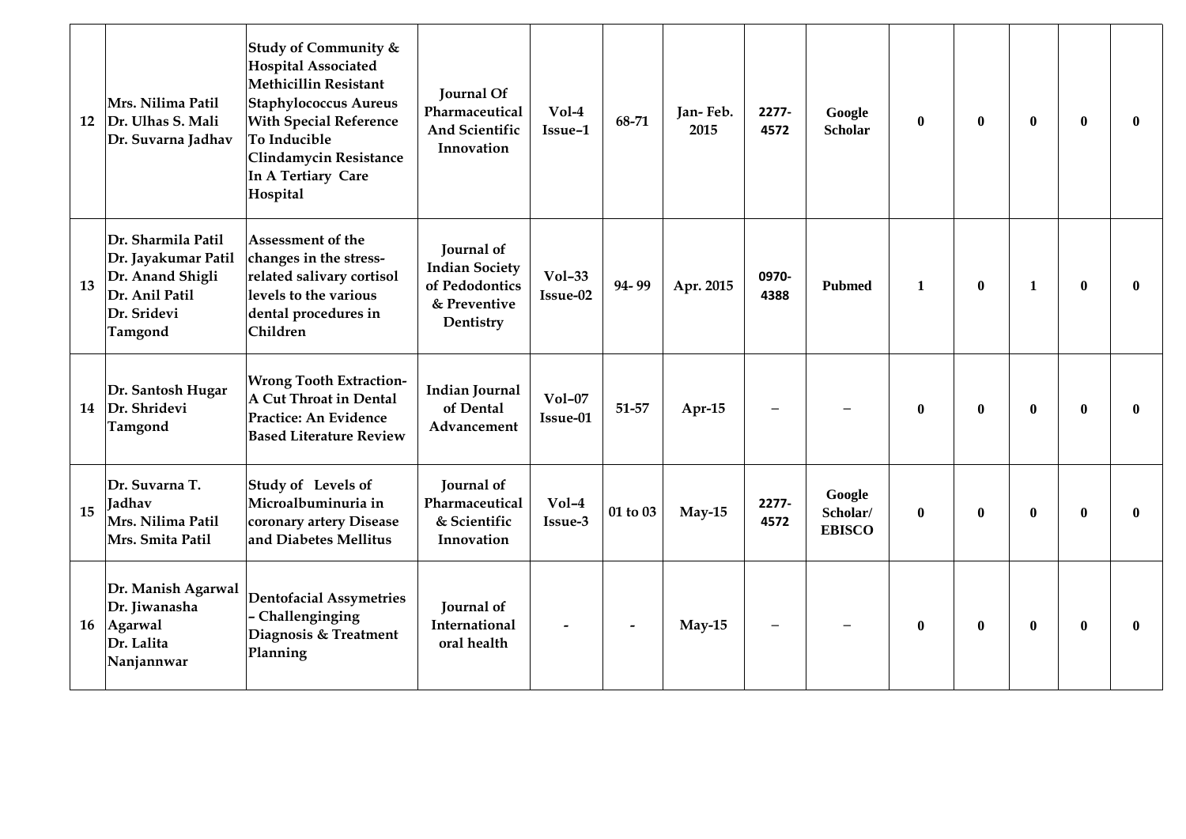| | | | | | | | | | | | | | | |
|---|---|---|---|---|---|---|---|---|---|---|---|---|---|---|
| 12 | Mrs. Nilima Patil Dr. Ulhas S. Mali Dr. Suvarna Jadhav | Study of Community & Hospital Associated Methicillin Resistant Staphylococcus Aureus With Special Reference To Inducible Clindamycin Resistance In A Tertiary Care Hospital | Journal Of Pharmaceutical And Scientific Innovation | Vol-4 Issue–1 | 68-71 | Jan- Feb. 2015 | 2277-4572 | Google Scholar | 0 | 0 | 0 | 0 | 0 |
| 13 | Dr. Sharmila Patil Dr. Jayakumar Patil Dr. Anand Shigli Dr. Anil Patil Dr. Sridevi Tamgond | Assessment of the changes in the stress-related salivary cortisol levels to the various dental procedures in Children | Journal of Indian Society of Pedodontics & Preventive Dentistry | Vol–33 Issue-02 | 94- 99 | Apr. 2015 | 0970-4388 | Pubmed | 1 | 0 | 1 | 0 | 0 |
| 14 | Dr. Santosh Hugar Dr. Shridevi Tamgond | Wrong Tooth Extraction- A Cut Throat in Dental Practice: An Evidence Based Literature Review | Indian Journal of Dental Advancement | Vol–07 Issue-01 | 51-57 | Apr-15 | – | – | 0 | 0 | 0 | 0 | 0 |
| 15 | Dr. Suvarna T. Jadhav Mrs. Nilima Patil Mrs. Smita Patil | Study of Levels of Microalbuminuria in coronary artery Disease and Diabetes Mellitus | Journal of Pharmaceutical & Scientific Innovation | Vol–4 Issue-3 | 01 to 03 | May-15 | 2277-4572 | Google Scholar/ EBISCO | 0 | 0 | 0 | 0 | 0 |
| 16 | Dr. Manish Agarwal Dr. Jiwanasha Agarwal Dr. Lalita Nanjannwar | Dentofacial Assymetries – Challenginging Diagnosis & Treatment Planning | Journal of International oral health | - | - | May-15 | – | – | 0 | 0 | 0 | 0 | 0 |